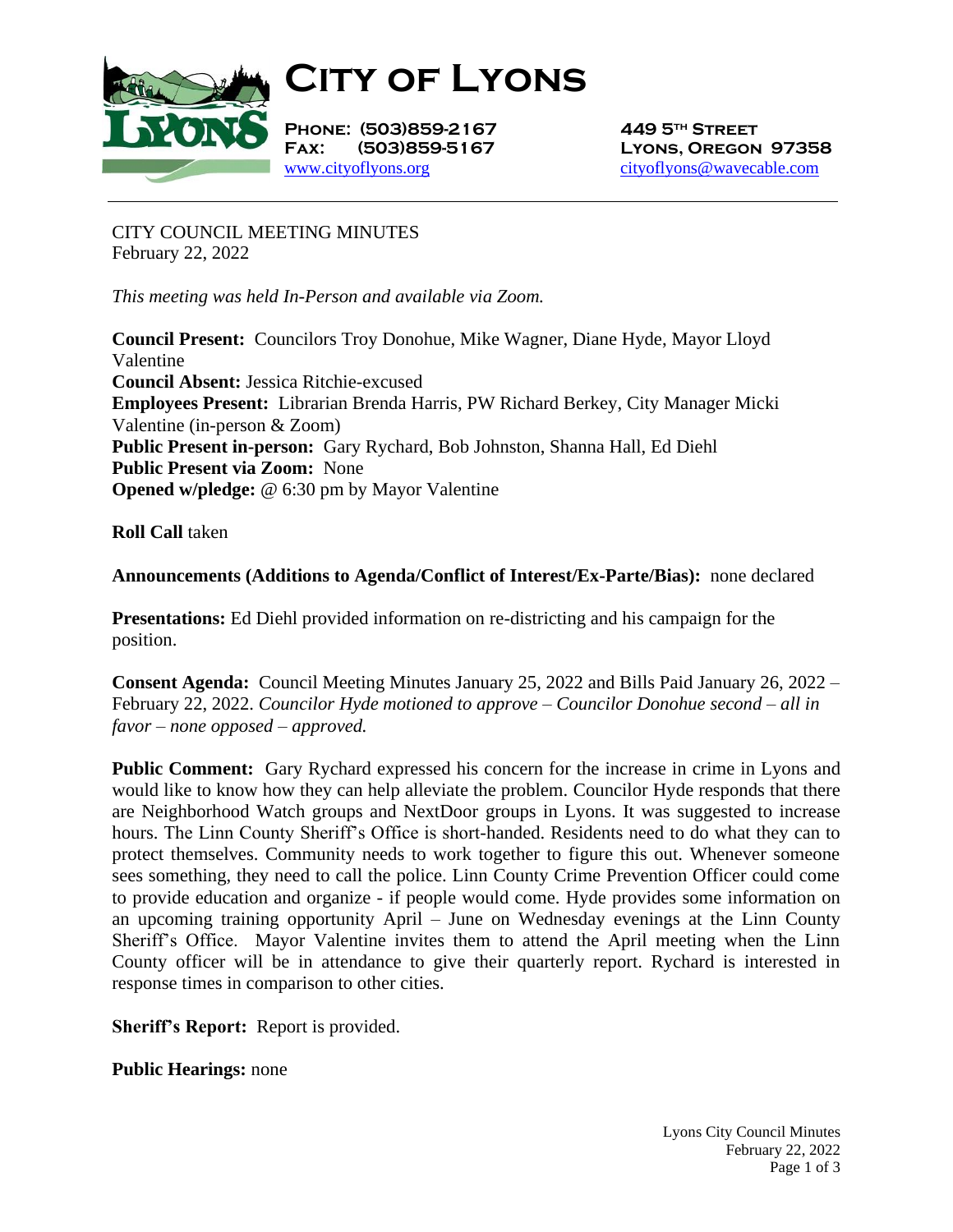# City of Lyons

**Phone: (503)859-2167**
**Fax: (503)859-5167**
www.cityoflyons.org

**449 5th Street**
**Lyons, Oregon 97358**
cityoflyons@wavecable.com

---

CITY COUNCIL MEETING MINUTES
February 22, 2022

*This meeting was held In-Person and available via Zoom.*

**Council Present:** Councilors Troy Donohue, Mike Wagner, Diane Hyde, Mayor Lloyd Valentine
**Council Absent:** Jessica Ritchie-excused
**Employees Present:** Librarian Brenda Harris, PW Richard Berkey, City Manager Micki Valentine (in-person & Zoom)
**Public Present in-person:** Gary Rychard, Bob Johnston, Shanna Hall, Ed Diehl
**Public Present via Zoom:** None
**Opened w/pledge:** @ 6:30 pm by Mayor Valentine

**Roll Call** taken

**Announcements (Additions to Agenda/Conflict of Interest/Ex-Parte/Bias):** none declared

**Presentations:** Ed Diehl provided information on re-districting and his campaign for the position.

**Consent Agenda:** Council Meeting Minutes January 25, 2022 and Bills Paid January 26, 2022 – February 22, 2022. *Councilor Hyde motioned to approve – Councilor Donohue second – all in favor – none opposed – approved.*

**Public Comment:** Gary Rychard expressed his concern for the increase in crime in Lyons and would like to know how they can help alleviate the problem. Councilor Hyde responds that there are Neighborhood Watch groups and NextDoor groups in Lyons. It was suggested to increase hours. The Linn County Sheriff's Office is short-handed. Residents need to do what they can to protect themselves. Community needs to work together to figure this out. Whenever someone sees something, they need to call the police. Linn County Crime Prevention Officer could come to provide education and organize - if people would come. Hyde provides some information on an upcoming training opportunity April – June on Wednesday evenings at the Linn County Sheriff's Office. Mayor Valentine invites them to attend the April meeting when the Linn County officer will be in attendance to give their quarterly report. Rychard is interested in response times in comparison to other cities.

**Sheriff's Report:** Report is provided.

**Public Hearings:** none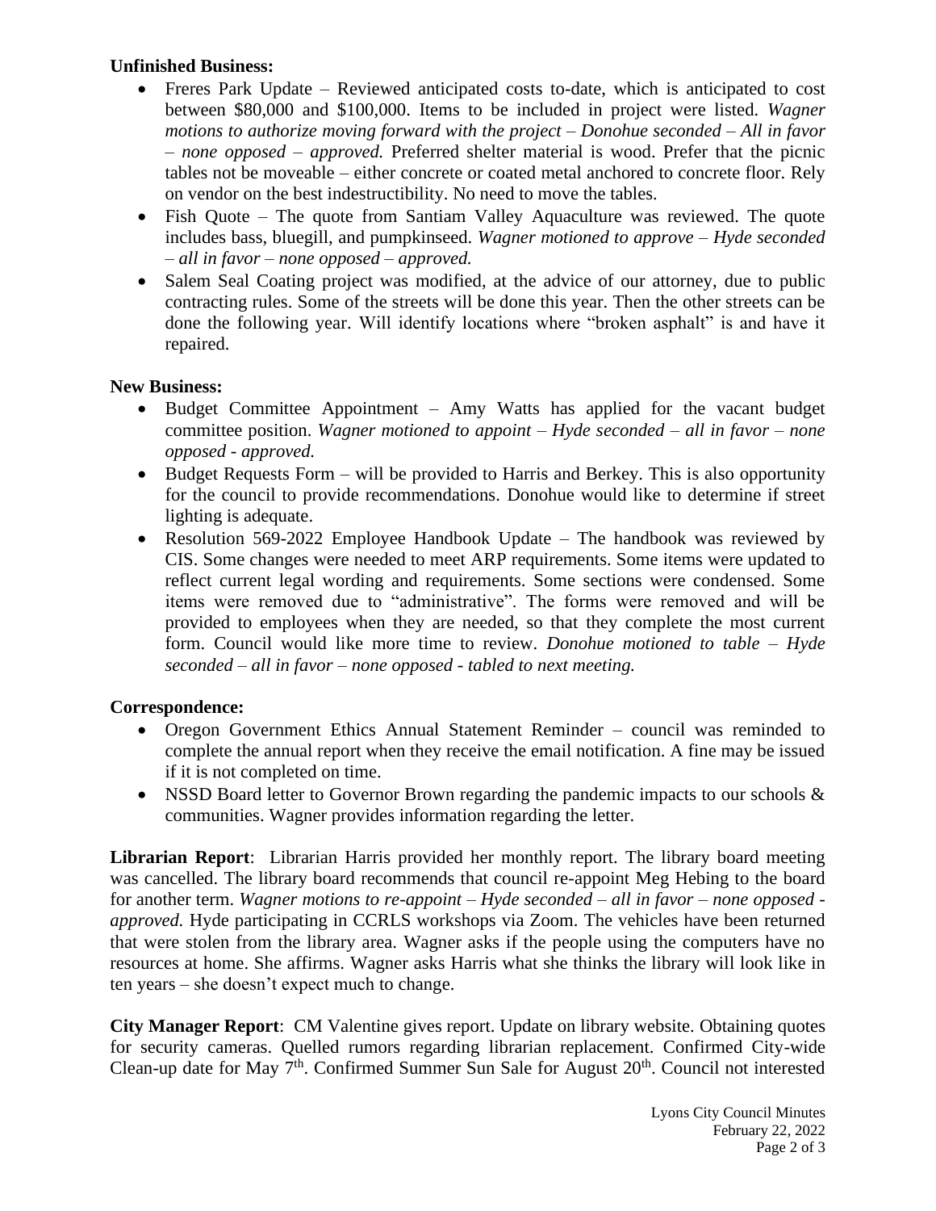**Unfinished Business:**

- Freres Park Update – Reviewed anticipated costs to-date, which is anticipated to cost between $80,000 and $100,000. Items to be included in project were listed. *Wagner motions to authorize moving forward with the project – Donohue seconded – All in favor – none opposed – approved.* Preferred shelter material is wood. Prefer that the picnic tables not be moveable – either concrete or coated metal anchored to concrete floor. Rely on vendor on the best indestructibility. No need to move the tables.
- Fish Quote – The quote from Santiam Valley Aquaculture was reviewed. The quote includes bass, bluegill, and pumpkinseed. *Wagner motioned to approve – Hyde seconded – all in favor – none opposed – approved.*
- Salem Seal Coating project was modified, at the advice of our attorney, due to public contracting rules. Some of the streets will be done this year. Then the other streets can be done the following year. Will identify locations where "broken asphalt" is and have it repaired.

**New Business:**

- Budget Committee Appointment – Amy Watts has applied for the vacant budget committee position. *Wagner motioned to appoint – Hyde seconded – all in favor – none opposed - approved.*
- Budget Requests Form – will be provided to Harris and Berkey. This is also opportunity for the council to provide recommendations. Donohue would like to determine if street lighting is adequate.
- Resolution 569-2022 Employee Handbook Update – The handbook was reviewed by CIS. Some changes were needed to meet ARP requirements. Some items were updated to reflect current legal wording and requirements. Some sections were condensed. Some items were removed due to "administrative". The forms were removed and will be provided to employees when they are needed, so that they complete the most current form. Council would like more time to review. *Donohue motioned to table – Hyde seconded – all in favor – none opposed - tabled to next meeting.*

**Correspondence:**

- Oregon Government Ethics Annual Statement Reminder – council was reminded to complete the annual report when they receive the email notification. A fine may be issued if it is not completed on time.
- NSSD Board letter to Governor Brown regarding the pandemic impacts to our schools & communities. Wagner provides information regarding the letter.

**Librarian Report**: Librarian Harris provided her monthly report. The library board meeting was cancelled. The library board recommends that council re-appoint Meg Hebing to the board for another term. *Wagner motions to re-appoint – Hyde seconded – all in favor – none opposed - approved.* Hyde participating in CCRLS workshops via Zoom. The vehicles have been returned that were stolen from the library area. Wagner asks if the people using the computers have no resources at home. She affirms. Wagner asks Harris what she thinks the library will look like in ten years – she doesn't expect much to change.

**City Manager Report**: CM Valentine gives report. Update on library website. Obtaining quotes for security cameras. Quelled rumors regarding librarian replacement. Confirmed City-wide Clean-up date for May 7th. Confirmed Summer Sun Sale for August 20th. Council not interested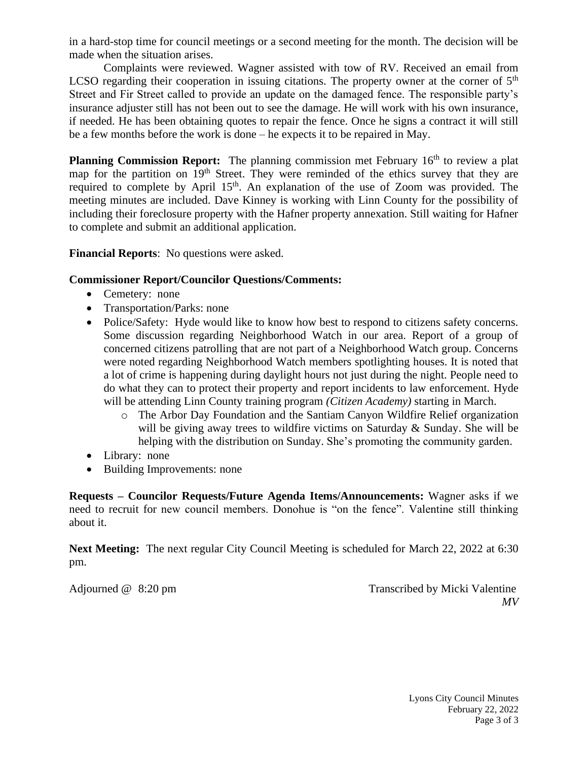in a hard-stop time for council meetings or a second meeting for the month. The decision will be made when the situation arises.

Complaints were reviewed. Wagner assisted with tow of RV. Received an email from LCSO regarding their cooperation in issuing citations. The property owner at the corner of 5th Street and Fir Street called to provide an update on the damaged fence. The responsible party's insurance adjuster still has not been out to see the damage. He will work with his own insurance, if needed. He has been obtaining quotes to repair the fence. Once he signs a contract it will still be a few months before the work is done – he expects it to be repaired in May.

**Planning Commission Report:** The planning commission met February 16th to review a plat map for the partition on 19th Street. They were reminded of the ethics survey that they are required to complete by April 15th. An explanation of the use of Zoom was provided. The meeting minutes are included. Dave Kinney is working with Linn County for the possibility of including their foreclosure property with the Hafner property annexation. Still waiting for Hafner to complete and submit an additional application.

**Financial Reports**: No questions were asked.

**Commissioner Report/Councilor Questions/Comments:**

- Cemetery: none
- Transportation/Parks: none
- Police/Safety: Hyde would like to know how best to respond to citizens safety concerns. Some discussion regarding Neighborhood Watch in our area. Report of a group of concerned citizens patrolling that are not part of a Neighborhood Watch group. Concerns were noted regarding Neighborhood Watch members spotlighting houses. It is noted that a lot of crime is happening during daylight hours not just during the night. People need to do what they can to protect their property and report incidents to law enforcement. Hyde will be attending Linn County training program *(Citizen Academy)* starting in March.
  - The Arbor Day Foundation and the Santiam Canyon Wildfire Relief organization will be giving away trees to wildfire victims on Saturday & Sunday. She will be helping with the distribution on Sunday. She's promoting the community garden.
- Library: none
- Building Improvements: none

**Requests – Councilor Requests/Future Agenda Items/Announcements:** Wagner asks if we need to recruit for new council members. Donohue is "on the fence". Valentine still thinking about it.

**Next Meeting:** The next regular City Council Meeting is scheduled for March 22, 2022 at 6:30 pm.

Adjourned @ 8:20 pm

Transcribed by Micki Valentine
*MV*